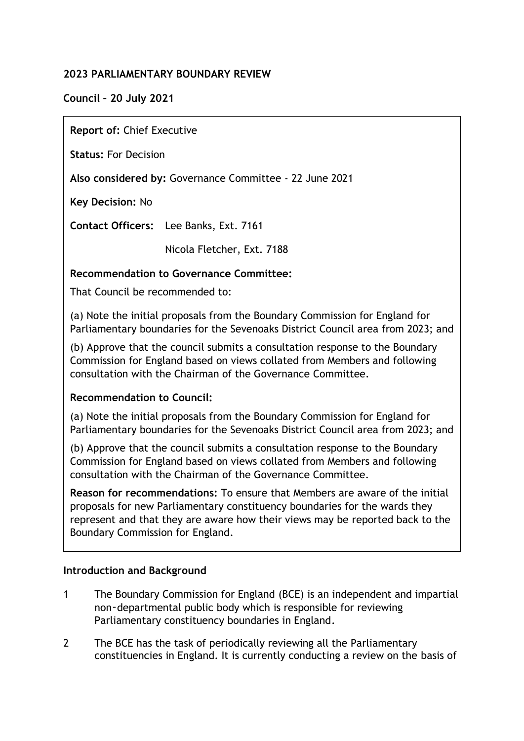## 2023 PARLIAMENTARY BOUNDARY REVIEW

**Council – 20 July 2021**

**Report of:** Chief Executive

**Status:** For Decision

**Also considered by:** Governance Committee - 22 June 2021

**Key Decision:** No

**Contact Officers:** Lee Banks, Ext. 7161

Nicola Fletcher, Ext. 7188

**Recommendation to Governance Committee:**

That Council be recommended to:

(a) Note the initial proposals from the Boundary Commission for England for Parliamentary boundaries for the Sevenoaks District Council area from 2023; and

(b) Approve that the council submits a consultation response to the Boundary Commission for England based on views collated from Members and following consultation with the Chairman of the Governance Committee.

**Recommendation to Council:**

(a) Note the initial proposals from the Boundary Commission for England for Parliamentary boundaries for the Sevenoaks District Council area from 2023; and

(b) Approve that the council submits a consultation response to the Boundary Commission for England based on views collated from Members and following consultation with the Chairman of the Governance Committee.

**Reason for recommendations:** To ensure that Members are aware of the initial proposals for new Parliamentary constituency boundaries for the wards they represent and that they are aware how their views may be reported back to the Boundary Commission for England.

### Introduction and Background

1 The Boundary Commission for England (BCE) is an independent and impartial non‑departmental public body which is responsible for reviewing Parliamentary constituency boundaries in England.

2 The BCE has the task of periodically reviewing all the Parliamentary constituencies in England. It is currently conducting a review on the basis of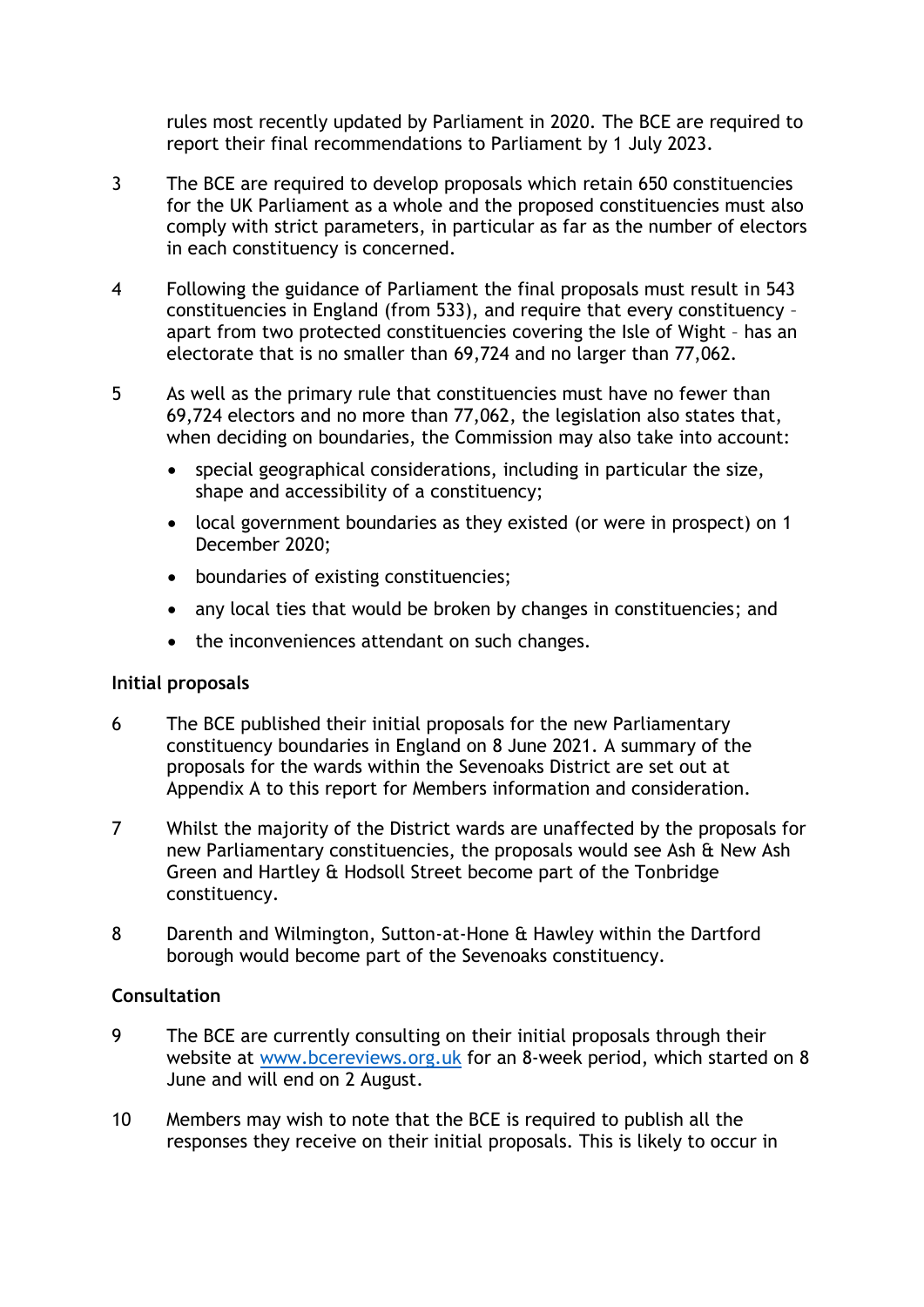rules most recently updated by Parliament in 2020. The BCE are required to report their final recommendations to Parliament by 1 July 2023.

3 The BCE are required to develop proposals which retain 650 constituencies for the UK Parliament as a whole and the proposed constituencies must also comply with strict parameters, in particular as far as the number of electors in each constituency is concerned.

4 Following the guidance of Parliament the final proposals must result in 543 constituencies in England (from 533), and require that every constituency – apart from two protected constituencies covering the Isle of Wight – has an electorate that is no smaller than 69,724 and no larger than 77,062.

5 As well as the primary rule that constituencies must have no fewer than 69,724 electors and no more than 77,062, the legislation also states that, when deciding on boundaries, the Commission may also take into account:

- special geographical considerations, including in particular the size, shape and accessibility of a constituency;
- local government boundaries as they existed (or were in prospect) on 1 December 2020;
- boundaries of existing constituencies;
- any local ties that would be broken by changes in constituencies; and
- the inconveniences attendant on such changes.

**Initial proposals**

6 The BCE published their initial proposals for the new Parliamentary constituency boundaries in England on 8 June 2021. A summary of the proposals for the wards within the Sevenoaks District are set out at Appendix A to this report for Members information and consideration.

7 Whilst the majority of the District wards are unaffected by the proposals for new Parliamentary constituencies, the proposals would see Ash & New Ash Green and Hartley & Hodsoll Street become part of the Tonbridge constituency.

8 Darenth and Wilmington, Sutton-at-Hone & Hawley within the Dartford borough would become part of the Sevenoaks constituency.

**Consultation**

9 The BCE are currently consulting on their initial proposals through their website at [www.bcereviews.org.uk](http://www.bcereviews.org.uk) for an 8-week period, which started on 8 June and will end on 2 August.

10 Members may wish to note that the BCE is required to publish all the responses they receive on their initial proposals. This is likely to occur in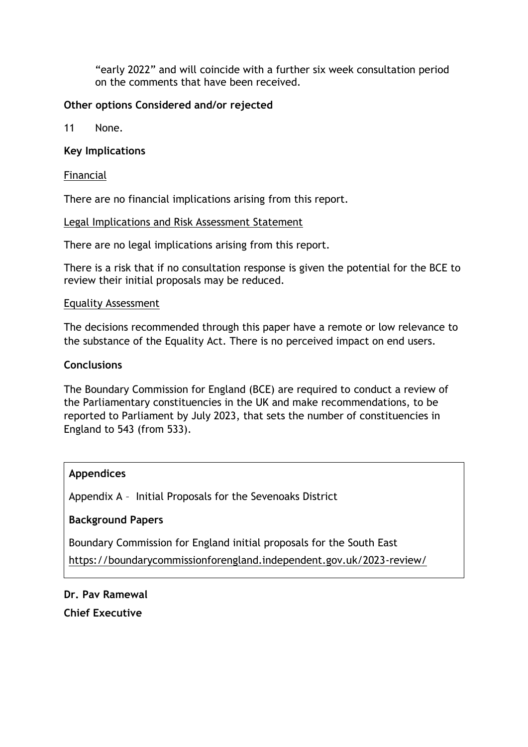"early 2022" and will coincide with a further six week consultation period on the comments that have been received.

**Other options Considered and/or rejected**

11 None.

**Key Implications**

Financial

There are no financial implications arising from this report.

Legal Implications and Risk Assessment Statement

There are no legal implications arising from this report.

There is a risk that if no consultation response is given the potential for the BCE to review their initial proposals may be reduced.

Equality Assessment

The decisions recommended through this paper have a remote or low relevance to the substance of the Equality Act. There is no perceived impact on end users.

**Conclusions**

The Boundary Commission for England (BCE) are required to conduct a review of the Parliamentary constituencies in the UK and make recommendations, to be reported to Parliament by July 2023, that sets the number of constituencies in England to 543 (from 533).

**Appendices**

Appendix A – Initial Proposals for the Sevenoaks District

**Background Papers**

Boundary Commission for England initial proposals for the South East

https://boundarycommissionforengland.independent.gov.uk/2023-review/

**Dr. Pav Ramewal**

**Chief Executive**